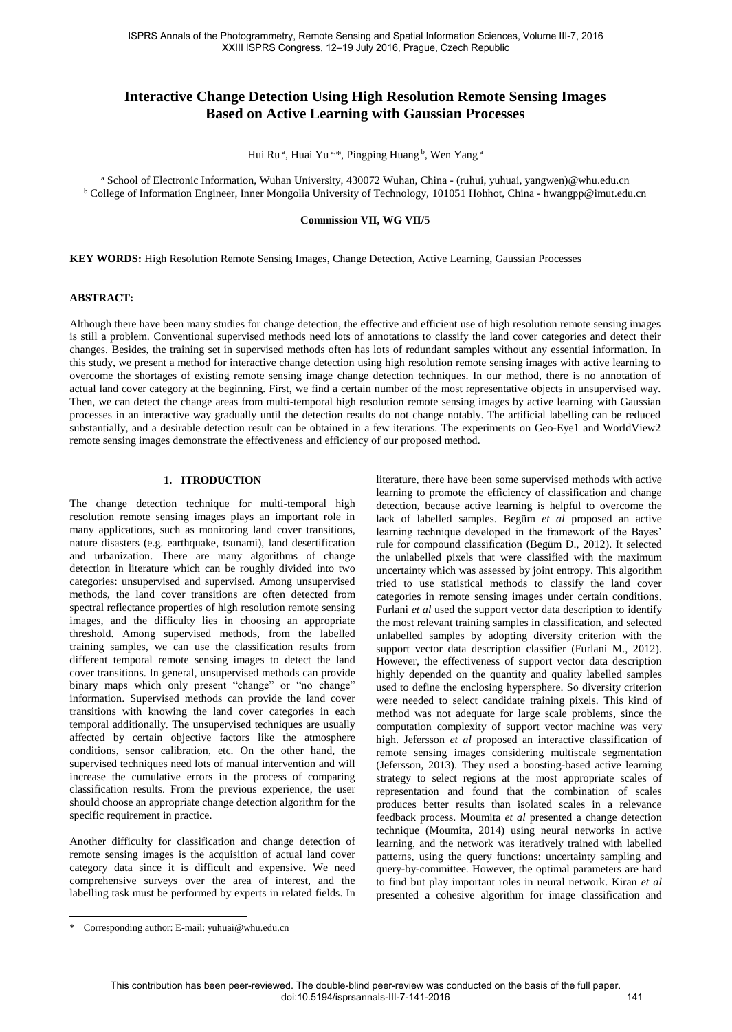# Interactive Change Detection Using High Resolution Remote Sensing Images Based on Active Learning with Gaussian Processes

Hui Ru [a], Huai Yu [a,*], Pingping Huang [b], Wen Yang [a]

[a] School of Electronic Information, Wuhan University, 430072 Wuhan, China - (ruhui, yuhuai, yangwen)@whu.edu.cn
[b] College of Information Engineer, Inner Mongolia University of Technology, 101051 Hohhot, China - hwangpp@imut.edu.cn

**Commission VII, WG VII/5**

**KEY WORDS:** High Resolution Remote Sensing Images, Change Detection, Active Learning, Gaussian Processes

**ABSTRACT:**

Although there have been many studies for change detection, the effective and efficient use of high resolution remote sensing images is still a problem. Conventional supervised methods need lots of annotations to classify the land cover categories and detect their changes. Besides, the training set in supervised methods often has lots of redundant samples without any essential information. In this study, we present a method for interactive change detection using high resolution remote sensing images with active learning to overcome the shortages of existing remote sensing image change detection techniques. In our method, there is no annotation of actual land cover category at the beginning. First, we find a certain number of the most representative objects in unsupervised way. Then, we can detect the change areas from multi-temporal high resolution remote sensing images by active learning with Gaussian processes in an interactive way gradually until the detection results do not change notably. The artificial labelling can be reduced substantially, and a desirable detection result can be obtained in a few iterations. The experiments on Geo-Eye1 and WorldView2 remote sensing images demonstrate the effectiveness and efficiency of our proposed method.

## 1. ITRODUCTION

The change detection technique for multi-temporal high resolution remote sensing images plays an important role in many applications, such as monitoring land cover transitions, nature disasters (e.g. earthquake, tsunami), land desertification and urbanization. There are many algorithms of change detection in literature which can be roughly divided into two categories: unsupervised and supervised. Among unsupervised methods, the land cover transitions are often detected from spectral reflectance properties of high resolution remote sensing images, and the difficulty lies in choosing an appropriate threshold. Among supervised methods, from the labelled training samples, we can use the classification results from different temporal remote sensing images to detect the land cover transitions. In general, unsupervised methods can provide binary maps which only present "change" or "no change" information. Supervised methods can provide the land cover transitions with knowing the land cover categories in each temporal additionally. The unsupervised techniques are usually affected by certain objective factors like the atmosphere conditions, sensor calibration, etc. On the other hand, the supervised techniques need lots of manual intervention and will increase the cumulative errors in the process of comparing classification results. From the previous experience, the user should choose an appropriate change detection algorithm for the specific requirement in practice.

Another difficulty for classification and change detection of remote sensing images is the acquisition of actual land cover category data since it is difficult and expensive. We need comprehensive surveys over the area of interest, and the labelling task must be performed by experts in related fields. In literature, there have been some supervised methods with active learning to promote the efficiency of classification and change detection, because active learning is helpful to overcome the lack of labelled samples. Begüm *et al* proposed an active learning technique developed in the framework of the Bayes' rule for compound classification (Begüm D., 2012). It selected the unlabelled pixels that were classified with the maximum uncertainty which was assessed by joint entropy. This algorithm tried to use statistical methods to classify the land cover categories in remote sensing images under certain conditions. Furlani *et al* used the support vector data description to identify the most relevant training samples in classification, and selected unlabelled samples by adopting diversity criterion with the support vector data description classifier (Furlani M., 2012). However, the effectiveness of support vector data description highly depended on the quantity and quality labelled samples used to define the enclosing hypersphere. So diversity criterion were needed to select candidate training pixels. This kind of method was not adequate for large scale problems, since the computation complexity of support vector machine was very high. Jefersson *et al* proposed an interactive classification of remote sensing images considering multiscale segmentation (Jefersson, 2013). They used a boosting-based active learning strategy to select regions at the most appropriate scales of representation and found that the combination of scales produces better results than isolated scales in a relevance feedback process. Moumita *et al* presented a change detection technique (Moumita, 2014) using neural networks in active learning, and the network was iteratively trained with labelled patterns, using the query functions: uncertainty sampling and query-by-committee. However, the optimal parameters are hard to find but play important roles in neural network. Kiran *et al* presented a cohesive algorithm for image classification and

* Corresponding author: E-mail: yuhuai@whu.edu.cn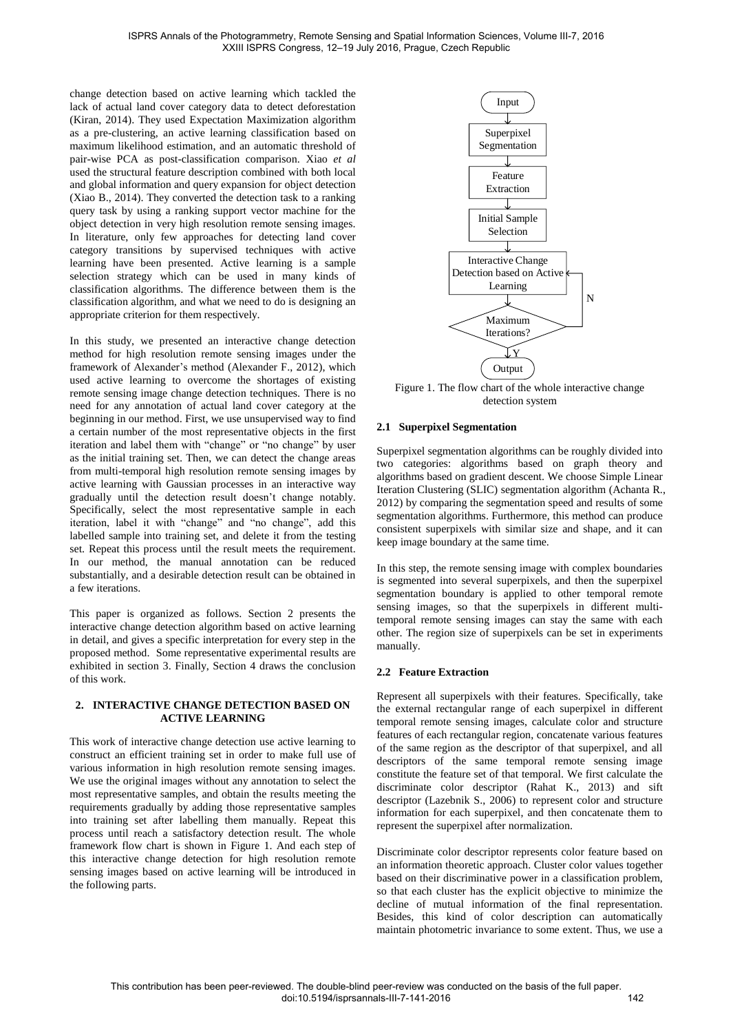change detection based on active learning which tackled the lack of actual land cover category data to detect deforestation (Kiran, 2014). They used Expectation Maximization algorithm as a pre-clustering, an active learning classification based on maximum likelihood estimation, and an automatic threshold of pair-wise PCA as post-classification comparison. Xiao *et al* used the structural feature description combined with both local and global information and query expansion for object detection (Xiao B., 2014). They converted the detection task to a ranking query task by using a ranking support vector machine for the object detection in very high resolution remote sensing images. In literature, only few approaches for detecting land cover category transitions by supervised techniques with active learning have been presented. Active learning is a sample selection strategy which can be used in many kinds of classification algorithms. The difference between them is the classification algorithm, and what we need to do is designing an appropriate criterion for them respectively.

In this study, we presented an interactive change detection method for high resolution remote sensing images under the framework of Alexander's method (Alexander F., 2012), which used active learning to overcome the shortages of existing remote sensing image change detection techniques. There is no need for any annotation of actual land cover category at the beginning in our method. First, we use unsupervised way to find a certain number of the most representative objects in the first iteration and label them with "change" or "no change" by user as the initial training set. Then, we can detect the change areas from multi-temporal high resolution remote sensing images by active learning with Gaussian processes in an interactive way gradually until the detection result doesn't change notably. Specifically, select the most representative sample in each iteration, label it with "change" and "no change", add this labelled sample into training set, and delete it from the testing set. Repeat this process until the result meets the requirement. In our method, the manual annotation can be reduced substantially, and a desirable detection result can be obtained in a few iterations.

This paper is organized as follows. Section 2 presents the interactive change detection algorithm based on active learning in detail, and gives a specific interpretation for every step in the proposed method. Some representative experimental results are exhibited in section 3. Finally, Section 4 draws the conclusion of this work.

## 2. INTERACTIVE CHANGE DETECTION BASED ON ACTIVE LEARNING

This work of interactive change detection use active learning to construct an efficient training set in order to make full use of various information in high resolution remote sensing images. We use the original images without any annotation to select the most representative samples, and obtain the results meeting the requirements gradually by adding those representative samples into training set after labelling them manually. Repeat this process until reach a satisfactory detection result. The whole framework flow chart is shown in Figure 1. And each step of this interactive change detection for high resolution remote sensing images based on active learning will be introduced in the following parts.

Input → Superpixel Segmentation → Feature Extraction → Initial Sample Selection → Interactive Change Detection based on Active Learning → Maximum Iterations? (N: back to Interactive Change Detection based on Active Learning; Y: Output)

Figure 1. The flow chart of the whole interactive change detection system

### 2.1 Superpixel Segmentation

Superpixel segmentation algorithms can be roughly divided into two categories: algorithms based on graph theory and algorithms based on gradient descent. We choose Simple Linear Iteration Clustering (SLIC) segmentation algorithm (Achanta R., 2012) by comparing the segmentation speed and results of some segmentation algorithms. Furthermore, this method can produce consistent superpixels with similar size and shape, and it can keep image boundary at the same time.

In this step, the remote sensing image with complex boundaries is segmented into several superpixels, and then the superpixel segmentation boundary is applied to other temporal remote sensing images, so that the superpixels in different multi-temporal remote sensing images can stay the same with each other. The region size of superpixels can be set in experiments manually.

### 2.2 Feature Extraction

Represent all superpixels with their features. Specifically, take the external rectangular range of each superpixel in different temporal remote sensing images, calculate color and structure features of each rectangular region, concatenate various features of the same region as the descriptor of that superpixel, and all descriptors of the same temporal remote sensing image constitute the feature set of that temporal. We first calculate the discriminate color descriptor (Rahat K., 2013) and sift descriptor (Lazebnik S., 2006) to represent color and structure information for each superpixel, and then concatenate them to represent the superpixel after normalization.

Discriminate color descriptor represents color feature based on an information theoretic approach. Cluster color values together based on their discriminative power in a classification problem, so that each cluster has the explicit objective to minimize the decline of mutual information of the final representation. Besides, this kind of color description can automatically maintain photometric invariance to some extent. Thus, we use a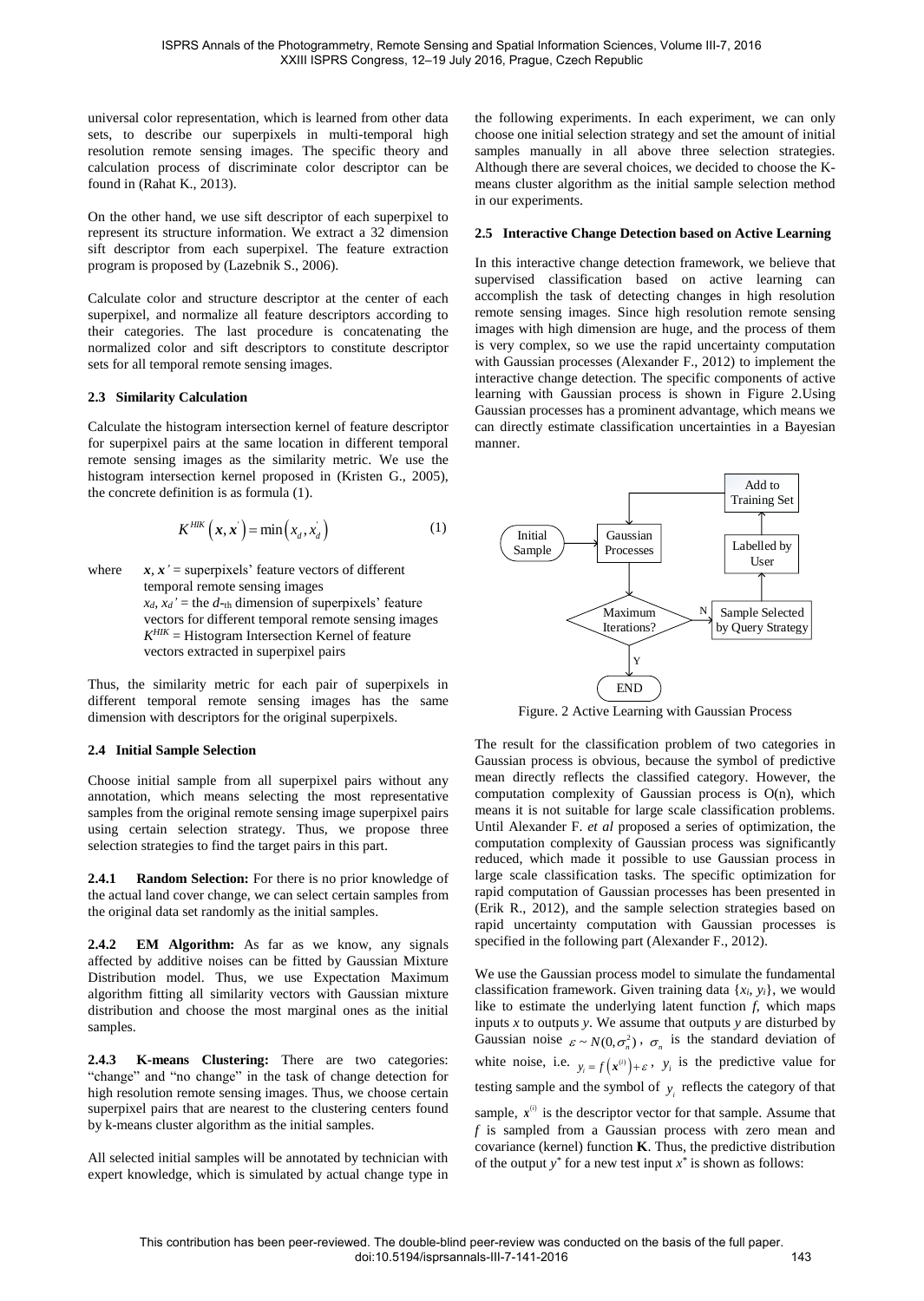universal color representation, which is learned from other data sets, to describe our superpixels in multi-temporal high resolution remote sensing images. The specific theory and calculation process of discriminate color descriptor can be found in (Rahat K., 2013).

On the other hand, we use sift descriptor of each superpixel to represent its structure information. We extract a 32 dimension sift descriptor from each superpixel. The feature extraction program is proposed by (Lazebnik S., 2006).

Calculate color and structure descriptor at the center of each superpixel, and normalize all feature descriptors according to their categories. The last procedure is concatenating the normalized color and sift descriptors to constitute descriptor sets for all temporal remote sensing images.

### 2.3 Similarity Calculation

Calculate the histogram intersection kernel of feature descriptor for superpixel pairs at the same location in different temporal remote sensing images as the similarity metric. We use the histogram intersection kernel proposed in (Kristen G., 2005), the concrete definition is as formula (1).

$$K^{HIK}\left(\boldsymbol{x}, \boldsymbol{x}'\right) = \min\left(x_d, x_d'\right) \tag{1}$$

where $\boldsymbol{x}$, $\boldsymbol{x}'$ = superpixels' feature vectors of different temporal remote sensing images
$x_d$, $x_d'$ = the $d$-th dimension of superpixels' feature vectors for different temporal remote sensing images
$K^{HIK}$ = Histogram Intersection Kernel of feature vectors extracted in superpixel pairs

Thus, the similarity metric for each pair of superpixels in different temporal remote sensing images has the same dimension with descriptors for the original superpixels.

### 2.4 Initial Sample Selection

Choose initial sample from all superpixel pairs without any annotation, which means selecting the most representative samples from the original remote sensing image superpixel pairs using certain selection strategy. Thus, we propose three selection strategies to find the target pairs in this part.

**2.4.1 Random Selection:** For there is no prior knowledge of the actual land cover change, we can select certain samples from the original data set randomly as the initial samples.

**2.4.2 EM Algorithm:** As far as we know, any signals affected by additive noises can be fitted by Gaussian Mixture Distribution model. Thus, we use Expectation Maximum algorithm fitting all similarity vectors with Gaussian mixture distribution and choose the most marginal ones as the initial samples.

**2.4.3 K-means Clustering:** There are two categories: "change" and "no change" in the task of change detection for high resolution remote sensing images. Thus, we choose certain superpixel pairs that are nearest to the clustering centers found by k-means cluster algorithm as the initial samples.

All selected initial samples will be annotated by technician with expert knowledge, which is simulated by actual change type in the following experiments. In each experiment, we can only choose one initial selection strategy and set the amount of initial samples manually in all above three selection strategies. Although there are several choices, we decided to choose the K-means cluster algorithm as the initial sample selection method in our experiments.

### 2.5 Interactive Change Detection based on Active Learning

In this interactive change detection framework, we believe that supervised classification based on active learning can accomplish the task of detecting changes in high resolution remote sensing images. Since high resolution remote sensing images with high dimension are huge, and the process of them is very complex, so we use the rapid uncertainty computation with Gaussian processes (Alexander F., 2012) to implement the interactive change detection. The specific components of active learning with Gaussian process is shown in Figure 2.Using Gaussian processes has a prominent advantage, which means we can directly estimate classification uncertainties in a Bayesian manner.

Figure. 2 Active Learning with Gaussian Process

The result for the classification problem of two categories in Gaussian process is obvious, because the symbol of predictive mean directly reflects the classified category. However, the computation complexity of Gaussian process is O(n), which means it is not suitable for large scale classification problems. Until Alexander F. *et al* proposed a series of optimization, the computation complexity of Gaussian process was significantly reduced, which made it possible to use Gaussian process in large scale classification tasks. The specific optimization for rapid computation of Gaussian processes has been presented in (Erik R., 2012), and the sample selection strategies based on rapid uncertainty computation with Gaussian processes is specified in the following part (Alexander F., 2012).

We use the Gaussian process model to simulate the fundamental classification framework. Given training data $\{x_i, y_i\}$, we would like to estimate the underlying latent function $f$, which maps inputs $x$ to outputs $y$. We assume that outputs $y$ are disturbed by Gaussian noise $\varepsilon \sim N(0, \sigma_n^2)$, $\sigma_n$ is the standard deviation of white noise, i.e. $y_i = f\left(\boldsymbol{x}^{(i)}\right) + \varepsilon$, $y_i$ is the predictive value for testing sample and the symbol of $y_i$ reflects the category of that sample, $\boldsymbol{x}^{(i)}$ is the descriptor vector for that sample. Assume that $f$ is sampled from a Gaussian process with zero mean and covariance (kernel) function $\mathbf{K}$. Thus, the predictive distribution of the output $y^*$ for a new test input $x^*$ is shown as follows: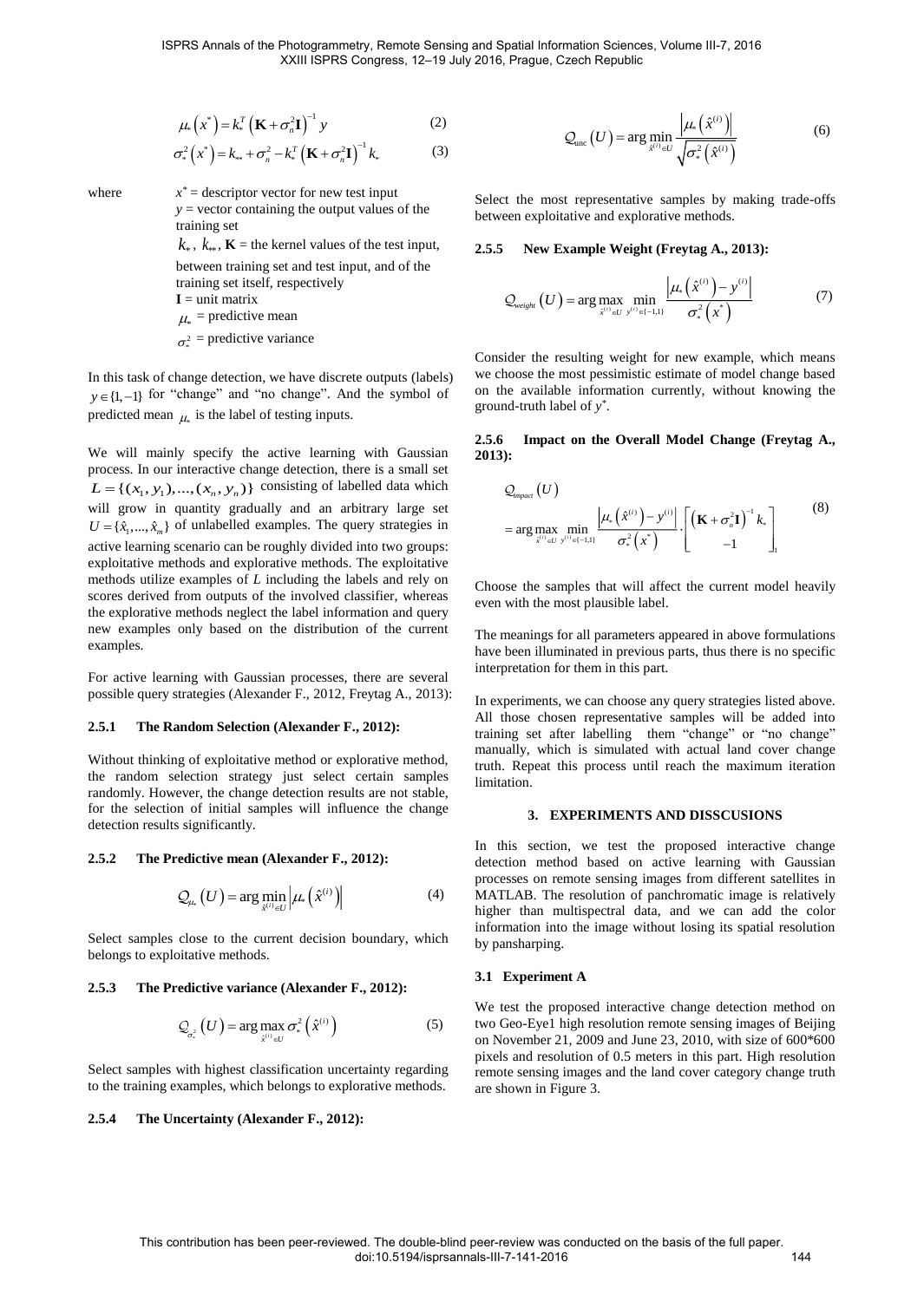$$\mu_*\left(x^*\right) = k_*^T\left(\mathbf{K} + \sigma_n^2\mathbf{I}\right)^{-1} y \tag{2}$$

$$\sigma_*^2\left(x^*\right) = k_{**} + \sigma_n^2 - k_*^T\left(\mathbf{K} + \sigma_n^2\mathbf{I}\right)^{-1} k_* \tag{3}$$

where
- $x^*$ = descriptor vector for new test input
- $y$ = vector containing the output values of the training set
- $k_*$, $k_{**}$, $\mathbf{K}$ = the kernel values of the test input, between training set and test input, and of the training set itself, respectively
- $\mathbf{I}$ = unit matrix
- $\mu_*$ = predictive mean
- $\sigma_*^2$ = predictive variance

In this task of change detection, we have discrete outputs (labels) $y \in \{1, -1\}$ for "change" and "no change". And the symbol of predicted mean $\mu_*$ is the label of testing inputs.

We will mainly specify the active learning with Gaussian process. In our interactive change detection, there is a small set $L = \{(x_1, y_1), ..., (x_n, y_n)\}$ consisting of labelled data which will grow in quantity gradually and an arbitrary large set $U = \{\hat{x}_1, ..., \hat{x}_m\}$ of unlabelled examples. The query strategies in active learning scenario can be roughly divided into two groups: exploitative methods and explorative methods. The exploitative methods utilize examples of $L$ including the labels and rely on scores derived from outputs of the involved classifier, whereas the explorative methods neglect the label information and query new examples only based on the distribution of the current examples.

For active learning with Gaussian processes, there are several possible query strategies (Alexander F., 2012, Freytag A., 2013):

#### 2.5.1 The Random Selection (Alexander F., 2012):

Without thinking of exploitative method or explorative method, the random selection strategy just select certain samples randomly. However, the change detection results are not stable, for the selection of initial samples will influence the change detection results significantly.

#### 2.5.2 The Predictive mean (Alexander F., 2012):

$$\mathcal{Q}_{\mu_*}\left(U\right) = \arg\min_{\hat{x}^{(i)} \in U} \left|\mu_*\left(\hat{x}^{(i)}\right)\right| \tag{4}$$

Select samples close to the current decision boundary, which belongs to exploitative methods.

#### 2.5.3 The Predictive variance (Alexander F., 2012):

$$\mathcal{Q}_{\sigma_*^2}\left(U\right) = \arg\max_{\hat{x}^{(i)} \in U} \sigma_*^2\left(\hat{x}^{(i)}\right) \tag{5}$$

Select samples with highest classification uncertainty regarding to the training examples, which belongs to explorative methods.

#### 2.5.4 The Uncertainty (Alexander F., 2012):

$$\mathcal{Q}_{\text{unc}}\left(U\right) = \arg\min_{\hat{x}^{(i)} \in U} \frac{\left|\mu_*\left(\hat{x}^{(i)}\right)\right|}{\sqrt{\sigma_*^2\left(\hat{x}^{(i)}\right)}} \tag{6}$$

Select the most representative samples by making trade-offs between exploitative and explorative methods.

#### 2.5.5 New Example Weight (Freytag A., 2013):

$$\mathcal{Q}_{weight}\left(U\right) = \arg\max_{\hat{x}^{(i)} \in U} \min_{y^{(i)} \in \{-1,1\}} \frac{\left|\mu_*\left(\hat{x}^{(i)}\right) - y^{(i)}\right|}{\sigma_*^2\left(x^*\right)} \tag{7}$$

Consider the resulting weight for new example, which means we choose the most pessimistic estimate of model change based on the available information currently, without knowing the ground-truth label of $y^*$.

#### 2.5.6 Impact on the Overall Model Change (Freytag A., 2013):

$$\mathcal{Q}_{impact}\left(U\right) = \arg\max_{\hat{x}^{(i)} \in U} \min_{y^{(i)} \in \{-1,1\}} \frac{\left|\mu_*\left(\hat{x}^{(i)}\right) - y^{(i)}\right|}{\sigma_*^2\left(x^*\right)} \cdot \left\| \begin{bmatrix} \left(\mathbf{K} + \sigma_n^2\mathbf{I}\right)^{-1} k_* \\ -1 \end{bmatrix} \right\|_1 \tag{8}$$

Choose the samples that will affect the current model heavily even with the most plausible label.

The meanings for all parameters appeared in above formulations have been illuminated in previous parts, thus there is no specific interpretation for them in this part.

In experiments, we can choose any query strategies listed above. All those chosen representative samples will be added into training set after labelling them "change" or "no change" manually, which is simulated with actual land cover change truth. Repeat this process until reach the maximum iteration limitation.

## 3. EXPERIMENTS AND DISSCUSIONS

In this section, we test the proposed interactive change detection method based on active learning with Gaussian processes on remote sensing images from different satellites in MATLAB. The resolution of panchromatic image is relatively higher than multispectral data, and we can add the color information into the image without losing its spatial resolution by pansharping.

### 3.1 Experiment A

We test the proposed interactive change detection method on two Geo-Eye1 high resolution remote sensing images of Beijing on November 21, 2009 and June 23, 2010, with size of 600*600 pixels and resolution of 0.5 meters in this part. High resolution remote sensing images and the land cover category change truth are shown in Figure 3.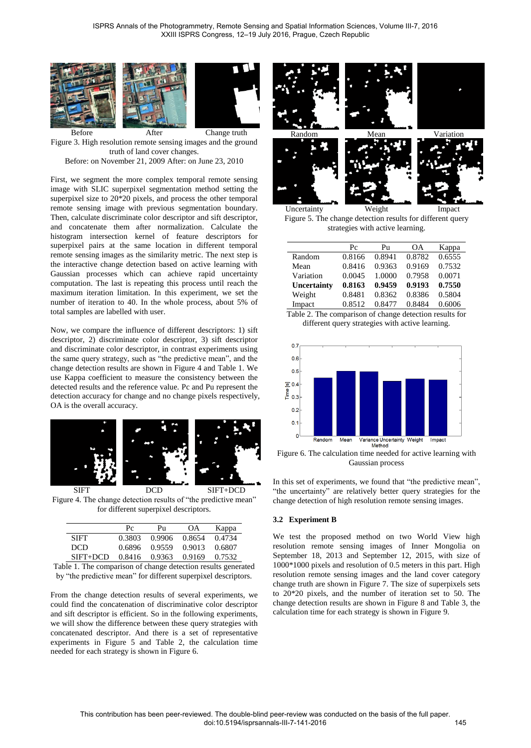Before After Change truth

Figure 3. High resolution remote sensing images and the ground truth of land cover changes.
Before: on November 21, 2009 After: on June 23, 2010

First, we segment the more complex temporal remote sensing image with SLIC superpixel segmentation method setting the superpixel size to 20*20 pixels, and process the other temporal remote sensing image with previous segmentation boundary. Then, calculate discriminate color descriptor and sift descriptor, and concatenate them after normalization. Calculate the histogram intersection kernel of feature descriptors for superpixel pairs at the same location in different temporal remote sensing images as the similarity metric. The next step is the interactive change detection based on active learning with Gaussian processes which can achieve rapid uncertainty computation. The last is repeating this process until reach the maximum iteration limitation. In this experiment, we set the number of iteration to 40. In the whole process, about 5% of total samples are labelled with user.

Now, we compare the influence of different descriptors: 1) sift descriptor, 2) discriminate color descriptor, 3) sift descriptor and discriminate color descriptor, in contrast experiments using the same query strategy, such as "the predictive mean", and the change detection results are shown in Figure 4 and Table 1. We use Kappa coefficient to measure the consistency between the detected results and the reference value. Pc and Pu represent the detection accuracy for change and no change pixels respectively, OA is the overall accuracy.

SIFT DCD SIFT+DCD

Figure 4. The change detection results of "the predictive mean" for different superpixel descriptors.

| | Pc | Pu | OA | Kappa |
|---|---|---|---|---|
| SIFT | 0.3803 | 0.9906 | 0.8654 | 0.4734 |
| DCD | 0.6896 | 0.9559 | 0.9013 | 0.6807 |
| SIFT+DCD | 0.8416 | 0.9363 | 0.9169 | 0.7532 |

Table 1. The comparison of change detection results generated by "the predictive mean" for different superpixel descriptors.

From the change detection results of several experiments, we could find the concatenation of discriminative color descriptor and sift descriptor is efficient. So in the following experiments, we will show the difference between these query strategies with concatenated descriptor. And there is a set of representative experiments in Figure 5 and Table 2, the calculation time needed for each strategy is shown in Figure 6.

Random Mean Variation

Uncertainty Weight Impact

Figure 5. The change detection results for different query strategies with active learning.

| | Pc | Pu | OA | Kappa |
|---|---|---|---|---|
| Random | 0.8166 | 0.8941 | 0.8782 | 0.6555 |
| Mean | 0.8416 | 0.9363 | 0.9169 | 0.7532 |
| Variation | 0.0045 | 1.0000 | 0.7958 | 0.0071 |
| **Uncertainty** | **0.8163** | **0.9459** | **0.9193** | **0.7550** |
| Weight | 0.8481 | 0.8362 | 0.8386 | 0.5804 |
| Impact | 0.8512 | 0.8477 | 0.8484 | 0.6006 |

Table 2. The comparison of change detection results for different query strategies with active learning.

Figure 6. The calculation time needed for active learning with Gaussian process

In this set of experiments, we found that "the predictive mean", "the uncertainty" are relatively better query strategies for the change detection of high resolution remote sensing images.

### 3.2 Experiment B

We test the proposed method on two World View high resolution remote sensing images of Inner Mongolia on September 18, 2013 and September 12, 2015, with size of 1000*1000 pixels and resolution of 0.5 meters in this part. High resolution remote sensing images and the land cover category change truth are shown in Figure 7. The size of superpixels sets to 20*20 pixels, and the number of iteration set to 50. The change detection results are shown in Figure 8 and Table 3, the calculation time for each strategy is shown in Figure 9.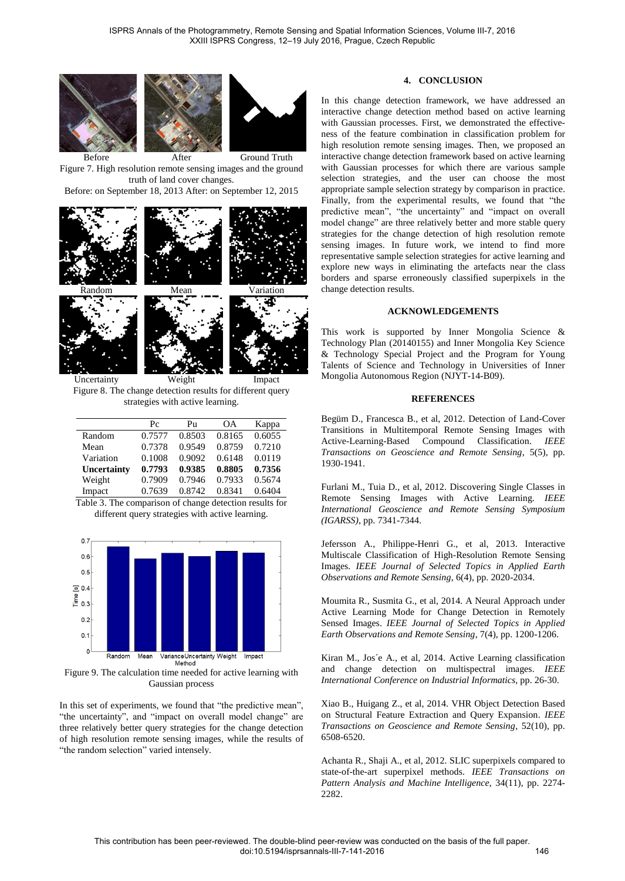Before After Ground Truth

Figure 7. High resolution remote sensing images and the ground truth of land cover changes.

Before: on September 18, 2013 After: on September 12, 2015

Random Mean Variation

Uncertainty Weight Impact

Figure 8. The change detection results for different query strategies with active learning.

|  | Pc | Pu | OA | Kappa |
|---|---|---|---|---|
| Random | 0.7577 | 0.8503 | 0.8165 | 0.6055 |
| Mean | 0.7378 | 0.9549 | 0.8759 | 0.7210 |
| Variation | 0.1008 | 0.9092 | 0.6148 | 0.0119 |
| **Uncertainty** | **0.7793** | **0.9385** | **0.8805** | **0.7356** |
| Weight | 0.7909 | 0.7946 | 0.7933 | 0.5674 |
| Impact | 0.7639 | 0.8742 | 0.8341 | 0.6404 |

Table 3. The comparison of change detection results for different query strategies with active learning.

Figure 9. The calculation time needed for active learning with Gaussian process

In this set of experiments, we found that "the predictive mean", "the uncertainty", and "impact on overall model change" are three relatively better query strategies for the change detection of high resolution remote sensing images, while the results of "the random selection" varied intensely.

## 4. CONCLUSION

In this change detection framework, we have addressed an interactive change detection method based on active learning with Gaussian processes. First, we demonstrated the effectiveness of the feature combination in classification problem for high resolution remote sensing images. Then, we proposed an interactive change detection framework based on active learning with Gaussian processes for which there are various sample selection strategies, and the user can choose the most appropriate sample selection strategy by comparison in practice. Finally, from the experimental results, we found that "the predictive mean", "the uncertainty" and "impact on overall model change" are three relatively better and more stable query strategies for the change detection of high resolution remote sensing images. In future work, we intend to find more representative sample selection strategies for active learning and explore new ways in eliminating the artefacts near the class borders and sparse erroneously classified superpixels in the change detection results.

## ACKNOWLEDGEMENTS

This work is supported by Inner Mongolia Science & Technology Plan (20140155) and Inner Mongolia Key Science & Technology Special Project and the Program for Young Talents of Science and Technology in Universities of Inner Mongolia Autonomous Region (NJYT-14-B09).

## REFERENCES

Begüm D., Francesca B., et al, 2012. Detection of Land-Cover Transitions in Multitemporal Remote Sensing Images with Active-Learning-Based Compound Classification. *IEEE Transactions on Geoscience and Remote Sensing*, 5(5), pp. 1930-1941.

Furlani M., Tuia D., et al, 2012. Discovering Single Classes in Remote Sensing Images with Active Learning. *IEEE International Geoscience and Remote Sensing Symposium (IGARSS)*, pp. 7341-7344.

Jefersson A., Philippe-Henri G., et al, 2013. Interactive Multiscale Classification of High-Resolution Remote Sensing Images. *IEEE Journal of Selected Topics in Applied Earth Observations and Remote Sensing*, 6(4), pp. 2020-2034.

Moumita R., Susmita G., et al, 2014. A Neural Approach under Active Learning Mode for Change Detection in Remotely Sensed Images. *IEEE Journal of Selected Topics in Applied Earth Observations and Remote Sensing*, 7(4), pp. 1200-1206.

Kiran M., Jos´e A., et al, 2014. Active Learning classification and change detection on multispectral images. *IEEE International Conference on Industrial Informatics*, pp. 26-30.

Xiao B., Huigang Z., et al, 2014. VHR Object Detection Based on Structural Feature Extraction and Query Expansion. *IEEE Transactions on Geoscience and Remote Sensing*, 52(10), pp. 6508-6520.

Achanta R., Shaji A., et al, 2012. SLIC superpixels compared to state-of-the-art superpixel methods. *IEEE Transactions on Pattern Analysis and Machine Intelligence*, 34(11), pp. 2274-2282.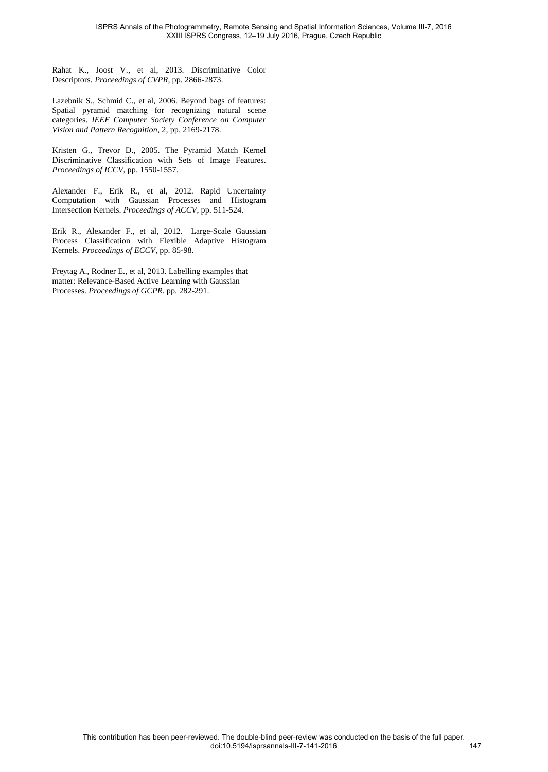Rahat K., Joost V., et al, 2013. Discriminative Color Descriptors. *Proceedings of CVPR*, pp. 2866-2873.

Lazebnik S., Schmid C., et al, 2006. Beyond bags of features: Spatial pyramid matching for recognizing natural scene categories. *IEEE Computer Society Conference on Computer Vision and Pattern Recognition*, 2, pp. 2169-2178.

Kristen G., Trevor D., 2005. The Pyramid Match Kernel Discriminative Classification with Sets of Image Features. *Proceedings of ICCV*, pp. 1550-1557.

Alexander F., Erik R., et al, 2012. Rapid Uncertainty Computation with Gaussian Processes and Histogram Intersection Kernels. *Proceedings of ACCV*, pp. 511-524.

Erik R., Alexander F., et al, 2012. Large-Scale Gaussian Process Classification with Flexible Adaptive Histogram Kernels. *Proceedings of ECCV*, pp. 85-98.

Freytag A., Rodner E., et al, 2013. Labelling examples that matter: Relevance-Based Active Learning with Gaussian Processes. *Proceedings of GCPR*. pp. 282-291.